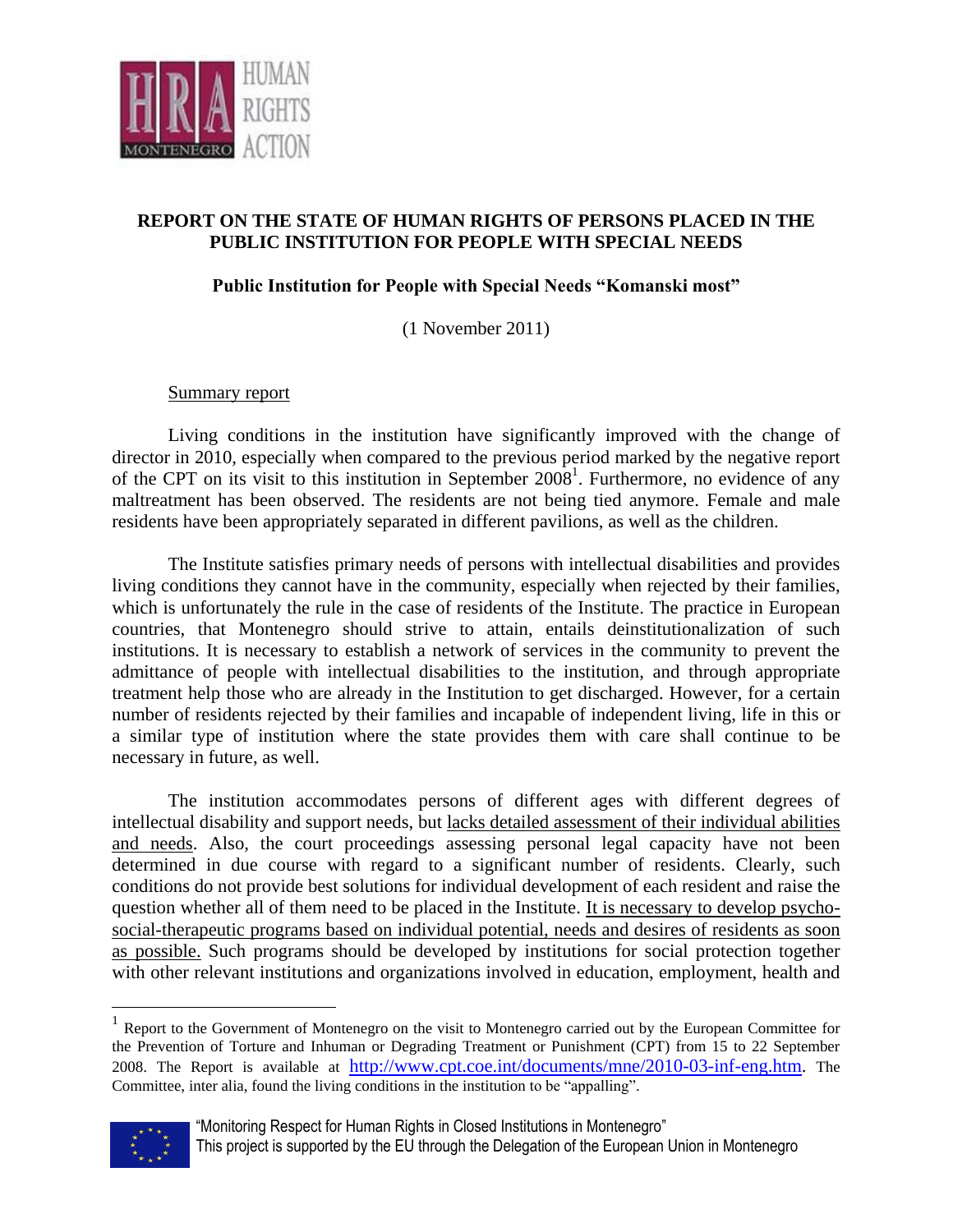# REPORT ON THE STATE OF HUMAN RIGHTS OF PERSONS PLACED IN THE PUBLIC INSTITUTION FOR PEOPLE WITH SPECIAL NEEDS

## Public Institution for People with Special Needs "Komanski most"

(1 November 2011)

Summary report

Living conditions in the institution have significantly improved with the change of director in 2010, especially when compared to the previous period marked by the negative report of the CPT on its visit to this institution in September 2008[1]. Furthermore, no evidence of any maltreatment has been observed. The residents are not being tied anymore. Female and male residents have been appropriately separated in different pavilions, as well as the children.

The Institute satisfies primary needs of persons with intellectual disabilities and provides living conditions they cannot have in the community, especially when rejected by their families, which is unfortunately the rule in the case of residents of the Institute. The practice in European countries, that Montenegro should strive to attain, entails deinstitutionalization of such institutions. It is necessary to establish a network of services in the community to prevent the admittance of people with intellectual disabilities to the institution, and through appropriate treatment help those who are already in the Institution to get discharged. However, for a certain number of residents rejected by their families and incapable of independent living, life in this or a similar type of institution where the state provides them with care shall continue to be necessary in future, as well.

The institution accommodates persons of different ages with different degrees of intellectual disability and support needs, but lacks detailed assessment of their individual abilities and needs. Also, the court proceedings assessing personal legal capacity have not been determined in due course with regard to a significant number of residents. Clearly, such conditions do not provide best solutions for individual development of each resident and raise the question whether all of them need to be placed in the Institute. It is necessary to develop psycho-social-therapeutic programs based on individual potential, needs and desires of residents as soon as possible. Such programs should be developed by institutions for social protection together with other relevant institutions and organizations involved in education, employment, health and

[1] Report to the Government of Montenegro on the visit to Montenegro carried out by the European Committee for the Prevention of Torture and Inhuman or Degrading Treatment or Punishment (CPT) from 15 to 22 September 2008. The Report is available at http://www.cpt.coe.int/documents/mne/2010-03-inf-eng.htm. The Committee, inter alia, found the living conditions in the institution to be "appalling".

"Monitoring Respect for Human Rights in Closed Institutions in Montenegro"
This project is supported by the EU through the Delegation of the European Union in Montenegro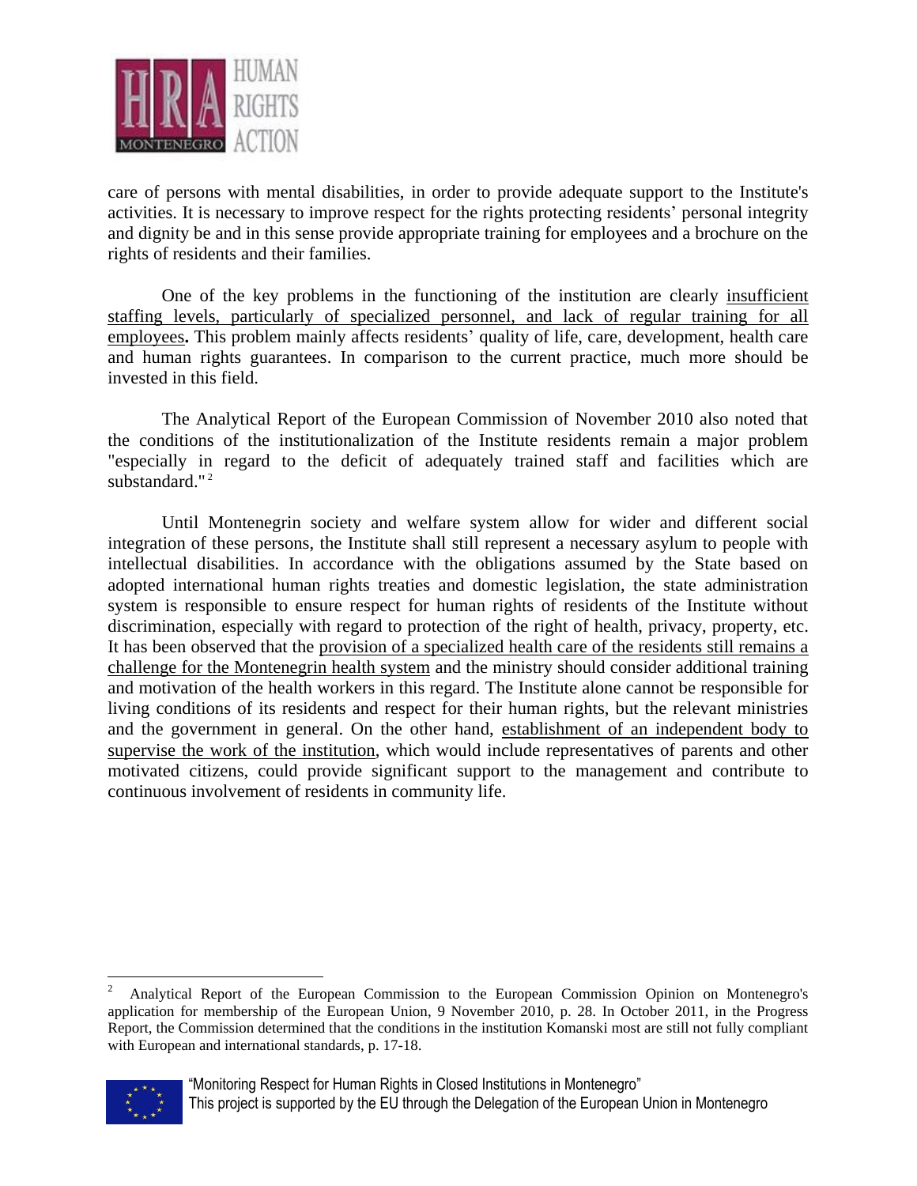care of persons with mental disabilities, in order to provide adequate support to the Institute's activities. It is necessary to improve respect for the rights protecting residents' personal integrity and dignity be and in this sense provide appropriate training for employees and a brochure on the rights of residents and their families.

One of the key problems in the functioning of the institution are clearly insufficient staffing levels, particularly of specialized personnel, and lack of regular training for all employees**.** This problem mainly affects residents' quality of life, care, development, health care and human rights guarantees. In comparison to the current practice, much more should be invested in this field.

The Analytical Report of the European Commission of November 2010 also noted that the conditions of the institutionalization of the Institute residents remain a major problem "especially in regard to the deficit of adequately trained staff and facilities which are substandard."[2]

Until Montenegrin society and welfare system allow for wider and different social integration of these persons, the Institute shall still represent a necessary asylum to people with intellectual disabilities. In accordance with the obligations assumed by the State based on adopted international human rights treaties and domestic legislation, the state administration system is responsible to ensure respect for human rights of residents of the Institute without discrimination, especially with regard to protection of the right of health, privacy, property, etc. It has been observed that the provision of a specialized health care of the residents still remains a challenge for the Montenegrin health system and the ministry should consider additional training and motivation of the health workers in this regard. The Institute alone cannot be responsible for living conditions of its residents and respect for their human rights, but the relevant ministries and the government in general. On the other hand, establishment of an independent body to supervise the work of the institution, which would include representatives of parents and other motivated citizens, could provide significant support to the management and contribute to continuous involvement of residents in community life.

[2] Analytical Report of the European Commission to the European Commission Opinion on Montenegro's application for membership of the European Union, 9 November 2010, p. 28. In October 2011, in the Progress Report, the Commission determined that the conditions in the institution Komanski most are still not fully compliant with European and international standards, p. 17-18.